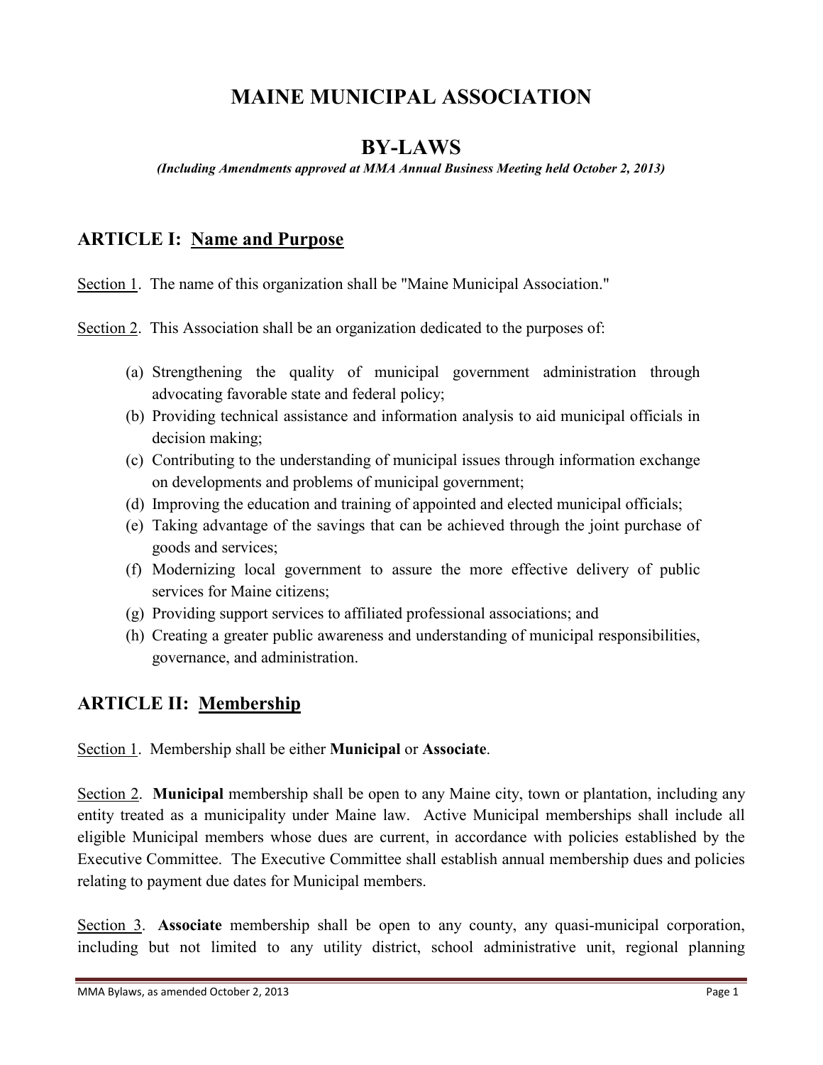# MAINE MUNICIPAL ASSOCIATION

## BY-LAWS

***(Including Amendments approved at MMA Annual Business Meeting held October 2, 2013)***

## ARTICLE I: Name and Purpose

Section 1. The name of this organization shall be "Maine Municipal Association."

Section 2. This Association shall be an organization dedicated to the purposes of:

(a) Strengthening the quality of municipal government administration through advocating favorable state and federal policy;
(b) Providing technical assistance and information analysis to aid municipal officials in decision making;
(c) Contributing to the understanding of municipal issues through information exchange on developments and problems of municipal government;
(d) Improving the education and training of appointed and elected municipal officials;
(e) Taking advantage of the savings that can be achieved through the joint purchase of goods and services;
(f) Modernizing local government to assure the more effective delivery of public services for Maine citizens;
(g) Providing support services to affiliated professional associations; and
(h) Creating a greater public awareness and understanding of municipal responsibilities, governance, and administration.

## ARTICLE II: Membership

Section 1. Membership shall be either **Municipal** or **Associate**.

Section 2. **Municipal** membership shall be open to any Maine city, town or plantation, including any entity treated as a municipality under Maine law. Active Municipal memberships shall include all eligible Municipal members whose dues are current, in accordance with policies established by the Executive Committee. The Executive Committee shall establish annual membership dues and policies relating to payment due dates for Municipal members.

Section 3. **Associate** membership shall be open to any county, any quasi-municipal corporation, including but not limited to any utility district, school administrative unit, regional planning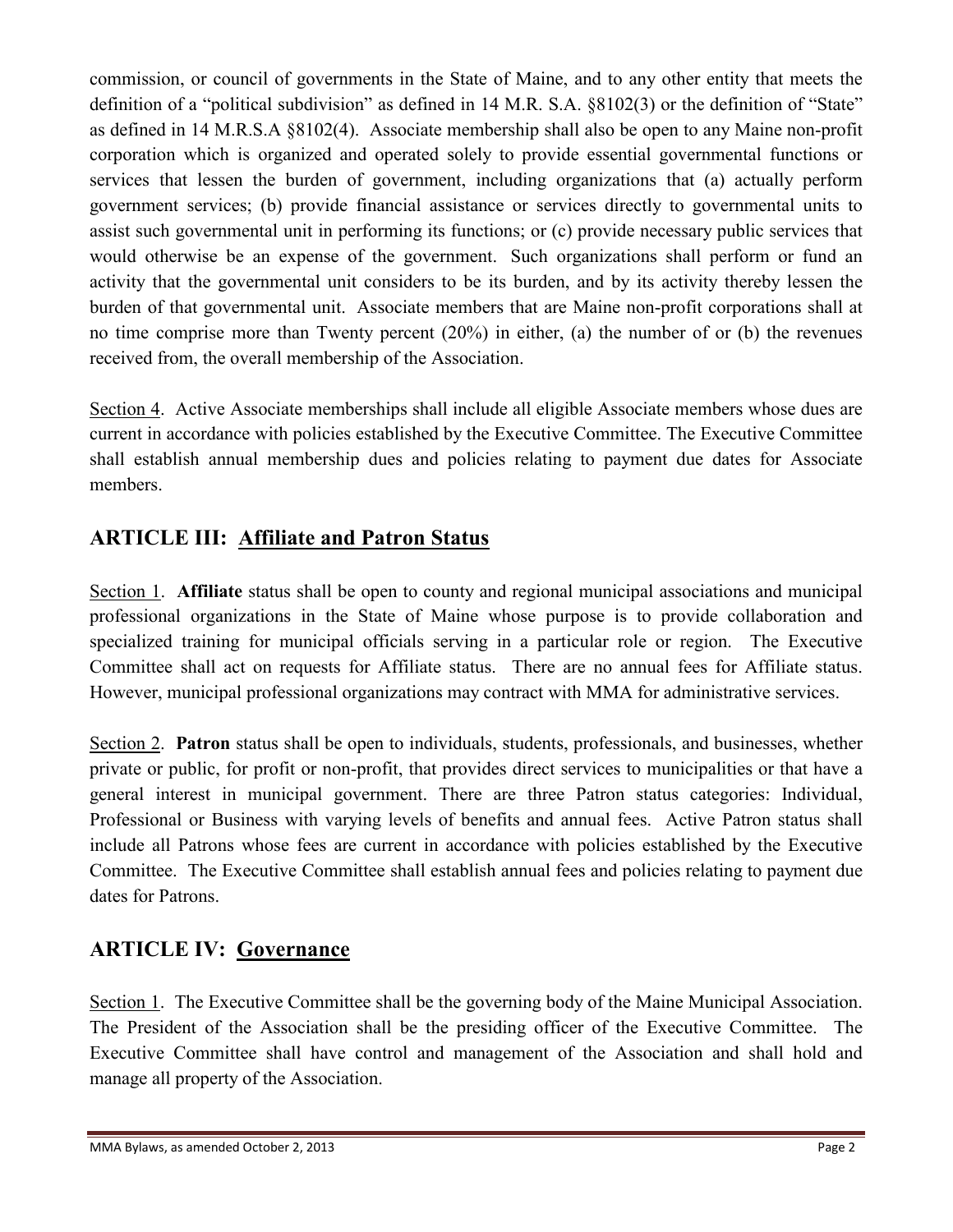commission, or council of governments in the State of Maine, and to any other entity that meets the definition of a "political subdivision" as defined in 14 M.R. S.A. §8102(3) or the definition of "State" as defined in 14 M.R.S.A §8102(4). Associate membership shall also be open to any Maine non-profit corporation which is organized and operated solely to provide essential governmental functions or services that lessen the burden of government, including organizations that (a) actually perform government services; (b) provide financial assistance or services directly to governmental units to assist such governmental unit in performing its functions; or (c) provide necessary public services that would otherwise be an expense of the government. Such organizations shall perform or fund an activity that the governmental unit considers to be its burden, and by its activity thereby lessen the burden of that governmental unit. Associate members that are Maine non-profit corporations shall at no time comprise more than Twenty percent (20%) in either, (a) the number of or (b) the revenues received from, the overall membership of the Association.

Section 4. Active Associate memberships shall include all eligible Associate members whose dues are current in accordance with policies established by the Executive Committee. The Executive Committee shall establish annual membership dues and policies relating to payment due dates for Associate members.

## ARTICLE III: Affiliate and Patron Status

Section 1. **Affiliate** status shall be open to county and regional municipal associations and municipal professional organizations in the State of Maine whose purpose is to provide collaboration and specialized training for municipal officials serving in a particular role or region. The Executive Committee shall act on requests for Affiliate status. There are no annual fees for Affiliate status. However, municipal professional organizations may contract with MMA for administrative services.

Section 2. **Patron** status shall be open to individuals, students, professionals, and businesses, whether private or public, for profit or non-profit, that provides direct services to municipalities or that have a general interest in municipal government. There are three Patron status categories: Individual, Professional or Business with varying levels of benefits and annual fees. Active Patron status shall include all Patrons whose fees are current in accordance with policies established by the Executive Committee. The Executive Committee shall establish annual fees and policies relating to payment due dates for Patrons.

## ARTICLE IV: Governance

Section 1. The Executive Committee shall be the governing body of the Maine Municipal Association. The President of the Association shall be the presiding officer of the Executive Committee. The Executive Committee shall have control and management of the Association and shall hold and manage all property of the Association.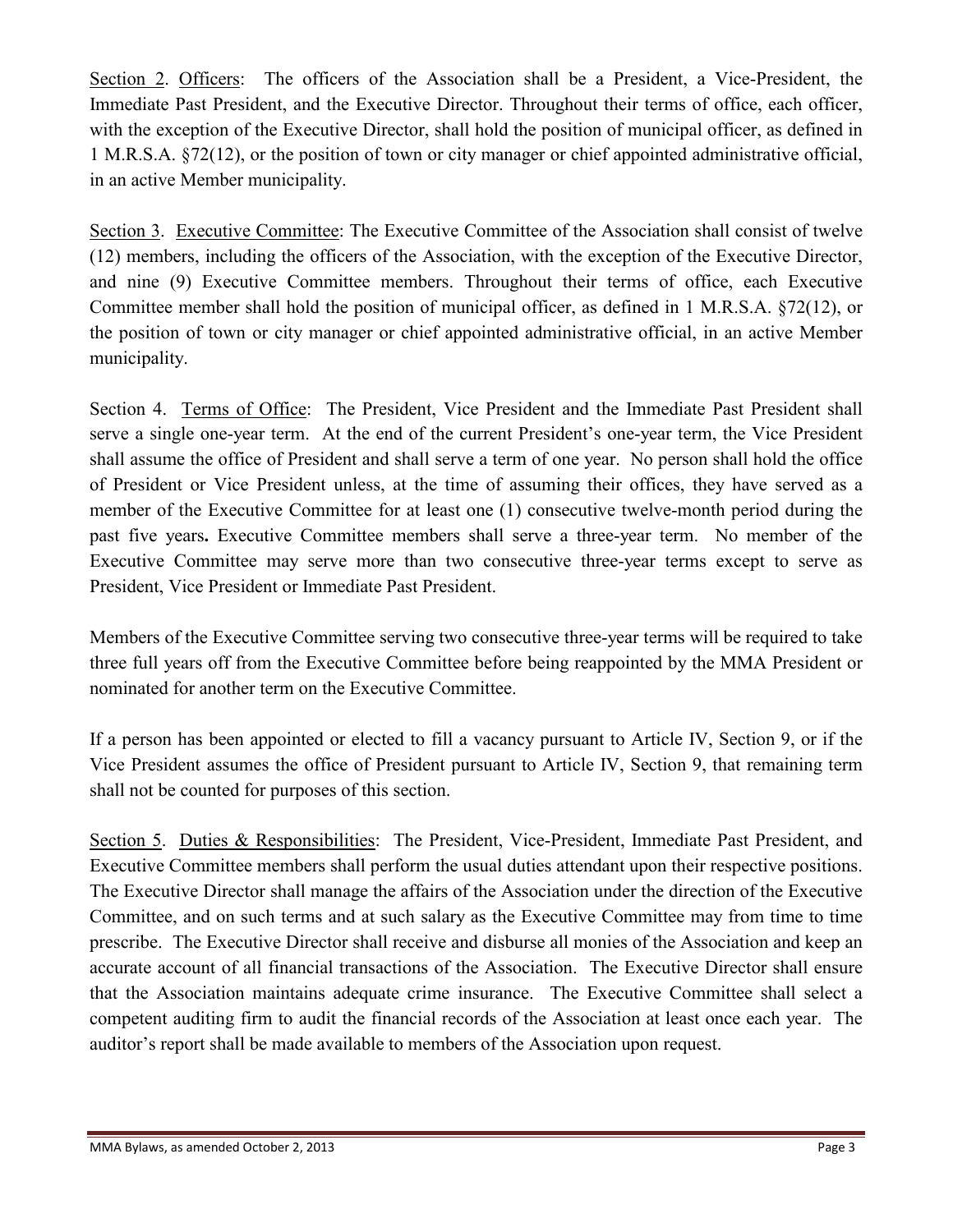<u>Section 2</u>. <u>Officers</u>: The officers of the Association shall be a President, a Vice-President, the Immediate Past President, and the Executive Director. Throughout their terms of office, each officer, with the exception of the Executive Director, shall hold the position of municipal officer, as defined in 1 M.R.S.A. §72(12), or the position of town or city manager or chief appointed administrative official, in an active Member municipality.

<u>Section 3</u>. <u>Executive Committee</u>: The Executive Committee of the Association shall consist of twelve (12) members, including the officers of the Association, with the exception of the Executive Director, and nine (9) Executive Committee members. Throughout their terms of office, each Executive Committee member shall hold the position of municipal officer, as defined in 1 M.R.S.A. §72(12), or the position of town or city manager or chief appointed administrative official, in an active Member municipality.

Section 4. <u>Terms of Office</u>: The President, Vice President and the Immediate Past President shall serve a single one-year term. At the end of the current President's one-year term, the Vice President shall assume the office of President and shall serve a term of one year. No person shall hold the office of President or Vice President unless, at the time of assuming their offices, they have served as a member of the Executive Committee for at least one (1) consecutive twelve-month period during the past five years**.** Executive Committee members shall serve a three-year term. No member of the Executive Committee may serve more than two consecutive three-year terms except to serve as President, Vice President or Immediate Past President.

Members of the Executive Committee serving two consecutive three-year terms will be required to take three full years off from the Executive Committee before being reappointed by the MMA President or nominated for another term on the Executive Committee.

If a person has been appointed or elected to fill a vacancy pursuant to Article IV, Section 9, or if the Vice President assumes the office of President pursuant to Article IV, Section 9, that remaining term shall not be counted for purposes of this section.

<u>Section 5</u>. <u>Duties & Responsibilities</u>: The President, Vice-President, Immediate Past President, and Executive Committee members shall perform the usual duties attendant upon their respective positions. The Executive Director shall manage the affairs of the Association under the direction of the Executive Committee, and on such terms and at such salary as the Executive Committee may from time to time prescribe. The Executive Director shall receive and disburse all monies of the Association and keep an accurate account of all financial transactions of the Association. The Executive Director shall ensure that the Association maintains adequate crime insurance. The Executive Committee shall select a competent auditing firm to audit the financial records of the Association at least once each year. The auditor's report shall be made available to members of the Association upon request.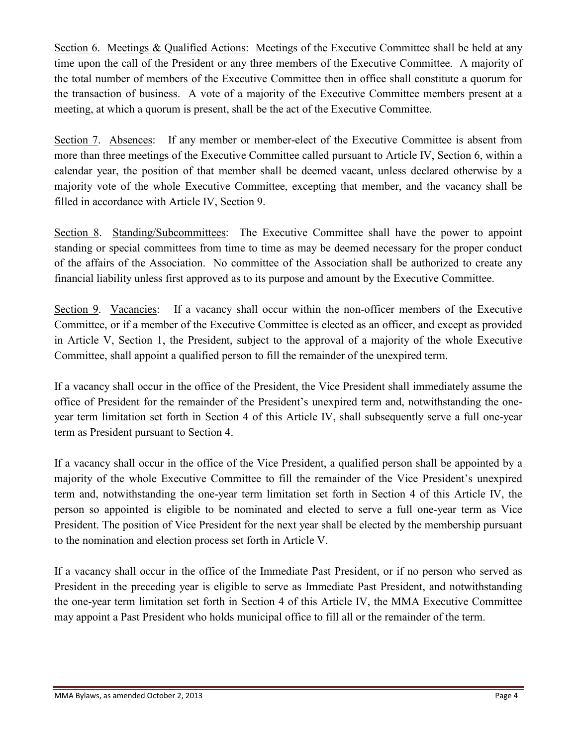Section 6. Meetings & Qualified Actions: Meetings of the Executive Committee shall be held at any time upon the call of the President or any three members of the Executive Committee. A majority of the total number of members of the Executive Committee then in office shall constitute a quorum for the transaction of business. A vote of a majority of the Executive Committee members present at a meeting, at which a quorum is present, shall be the act of the Executive Committee.

Section 7. Absences: If any member or member-elect of the Executive Committee is absent from more than three meetings of the Executive Committee called pursuant to Article IV, Section 6, within a calendar year, the position of that member shall be deemed vacant, unless declared otherwise by a majority vote of the whole Executive Committee, excepting that member, and the vacancy shall be filled in accordance with Article IV, Section 9.

Section 8. Standing/Subcommittees: The Executive Committee shall have the power to appoint standing or special committees from time to time as may be deemed necessary for the proper conduct of the affairs of the Association. No committee of the Association shall be authorized to create any financial liability unless first approved as to its purpose and amount by the Executive Committee.

Section 9. Vacancies: If a vacancy shall occur within the non-officer members of the Executive Committee, or if a member of the Executive Committee is elected as an officer, and except as provided in Article V, Section 1, the President, subject to the approval of a majority of the whole Executive Committee, shall appoint a qualified person to fill the remainder of the unexpired term.

If a vacancy shall occur in the office of the President, the Vice President shall immediately assume the office of President for the remainder of the President's unexpired term and, notwithstanding the one-year term limitation set forth in Section 4 of this Article IV, shall subsequently serve a full one-year term as President pursuant to Section 4.

If a vacancy shall occur in the office of the Vice President, a qualified person shall be appointed by a majority of the whole Executive Committee to fill the remainder of the Vice President's unexpired term and, notwithstanding the one-year term limitation set forth in Section 4 of this Article IV, the person so appointed is eligible to be nominated and elected to serve a full one-year term as Vice President. The position of Vice President for the next year shall be elected by the membership pursuant to the nomination and election process set forth in Article V.

If a vacancy shall occur in the office of the Immediate Past President, or if no person who served as President in the preceding year is eligible to serve as Immediate Past President, and notwithstanding the one-year term limitation set forth in Section 4 of this Article IV, the MMA Executive Committee may appoint a Past President who holds municipal office to fill all or the remainder of the term.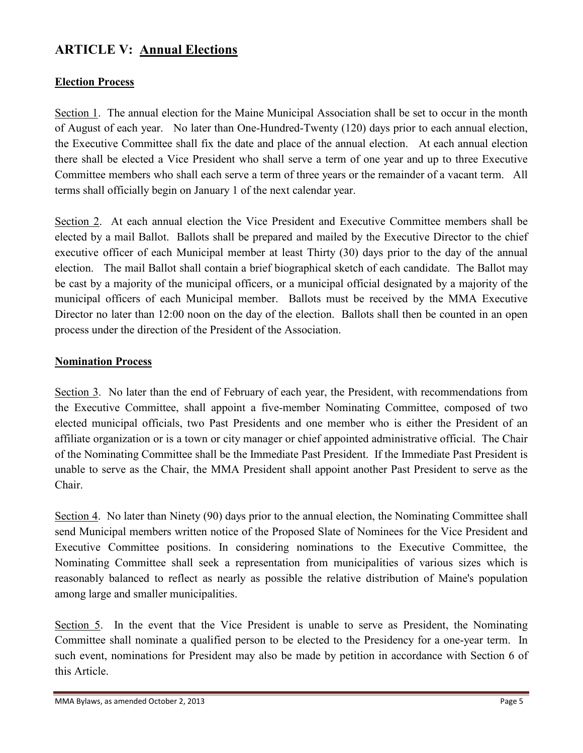## ARTICLE V: <u>Annual Elections</u>

### <u>Election Process</u>

<u>Section 1</u>. The annual election for the Maine Municipal Association shall be set to occur in the month of August of each year. No later than One-Hundred-Twenty (120) days prior to each annual election, the Executive Committee shall fix the date and place of the annual election. At each annual election there shall be elected a Vice President who shall serve a term of one year and up to three Executive Committee members who shall each serve a term of three years or the remainder of a vacant term. All terms shall officially begin on January 1 of the next calendar year.

<u>Section 2</u>. At each annual election the Vice President and Executive Committee members shall be elected by a mail Ballot. Ballots shall be prepared and mailed by the Executive Director to the chief executive officer of each Municipal member at least Thirty (30) days prior to the day of the annual election. The mail Ballot shall contain a brief biographical sketch of each candidate. The Ballot may be cast by a majority of the municipal officers, or a municipal official designated by a majority of the municipal officers of each Municipal member. Ballots must be received by the MMA Executive Director no later than 12:00 noon on the day of the election. Ballots shall then be counted in an open process under the direction of the President of the Association.

### <u>Nomination Process</u>

<u>Section 3</u>. No later than the end of February of each year, the President, with recommendations from the Executive Committee, shall appoint a five-member Nominating Committee, composed of two elected municipal officials, two Past Presidents and one member who is either the President of an affiliate organization or is a town or city manager or chief appointed administrative official. The Chair of the Nominating Committee shall be the Immediate Past President. If the Immediate Past President is unable to serve as the Chair, the MMA President shall appoint another Past President to serve as the Chair.

<u>Section 4</u>. No later than Ninety (90) days prior to the annual election, the Nominating Committee shall send Municipal members written notice of the Proposed Slate of Nominees for the Vice President and Executive Committee positions. In considering nominations to the Executive Committee, the Nominating Committee shall seek a representation from municipalities of various sizes which is reasonably balanced to reflect as nearly as possible the relative distribution of Maine's population among large and smaller municipalities.

<u>Section 5</u>. In the event that the Vice President is unable to serve as President, the Nominating Committee shall nominate a qualified person to be elected to the Presidency for a one-year term. In such event, nominations for President may also be made by petition in accordance with Section 6 of this Article.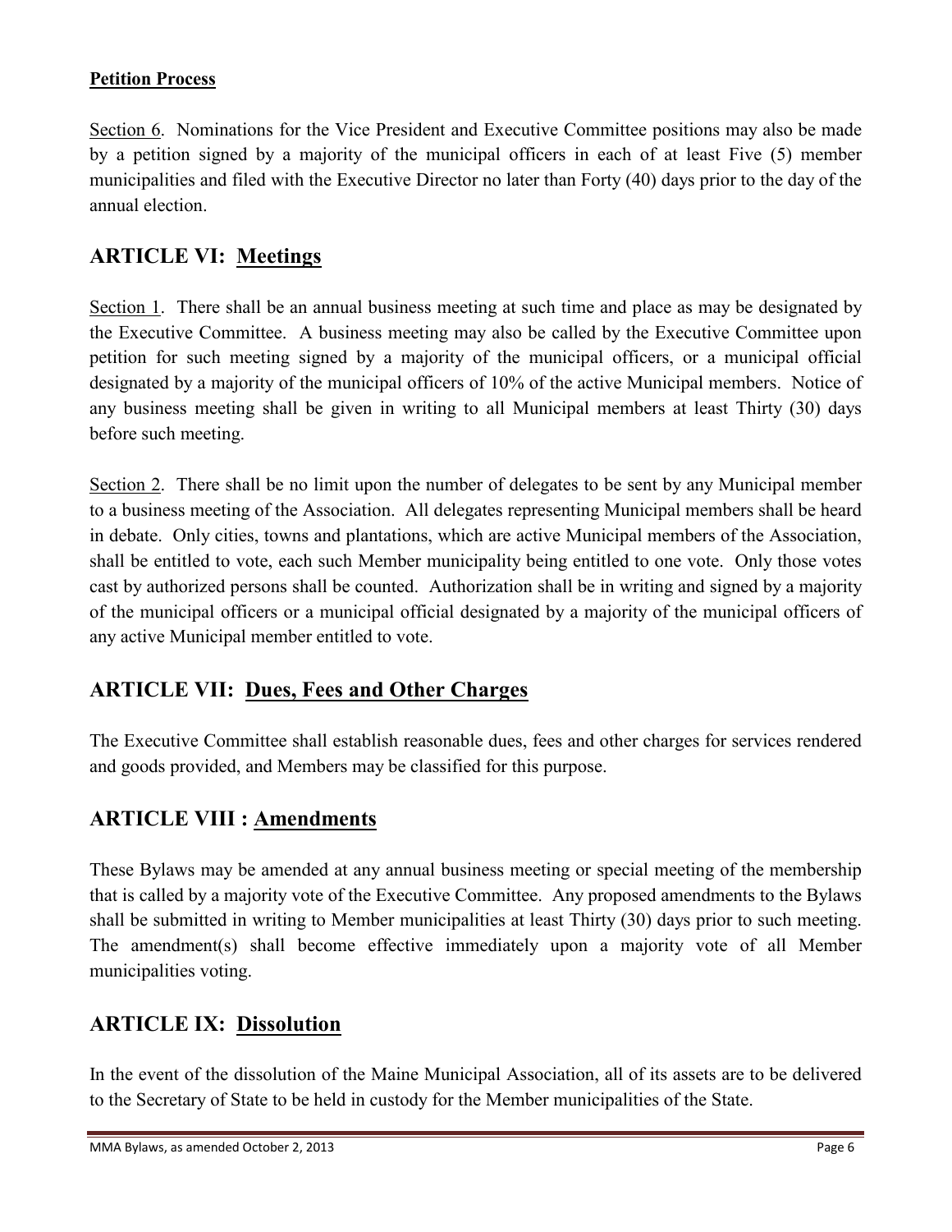**Petition Process**

Section 6. Nominations for the Vice President and Executive Committee positions may also be made by a petition signed by a majority of the municipal officers in each of at least Five (5) member municipalities and filed with the Executive Director no later than Forty (40) days prior to the day of the annual election.

## ARTICLE VI: Meetings

Section 1. There shall be an annual business meeting at such time and place as may be designated by the Executive Committee. A business meeting may also be called by the Executive Committee upon petition for such meeting signed by a majority of the municipal officers, or a municipal official designated by a majority of the municipal officers of 10% of the active Municipal members. Notice of any business meeting shall be given in writing to all Municipal members at least Thirty (30) days before such meeting.

Section 2. There shall be no limit upon the number of delegates to be sent by any Municipal member to a business meeting of the Association. All delegates representing Municipal members shall be heard in debate. Only cities, towns and plantations, which are active Municipal members of the Association, shall be entitled to vote, each such Member municipality being entitled to one vote. Only those votes cast by authorized persons shall be counted. Authorization shall be in writing and signed by a majority of the municipal officers or a municipal official designated by a majority of the municipal officers of any active Municipal member entitled to vote.

## ARTICLE VII: Dues, Fees and Other Charges

The Executive Committee shall establish reasonable dues, fees and other charges for services rendered and goods provided, and Members may be classified for this purpose.

## ARTICLE VIII : Amendments

These Bylaws may be amended at any annual business meeting or special meeting of the membership that is called by a majority vote of the Executive Committee. Any proposed amendments to the Bylaws shall be submitted in writing to Member municipalities at least Thirty (30) days prior to such meeting. The amendment(s) shall become effective immediately upon a majority vote of all Member municipalities voting.

## ARTICLE IX: Dissolution

In the event of the dissolution of the Maine Municipal Association, all of its assets are to be delivered to the Secretary of State to be held in custody for the Member municipalities of the State.